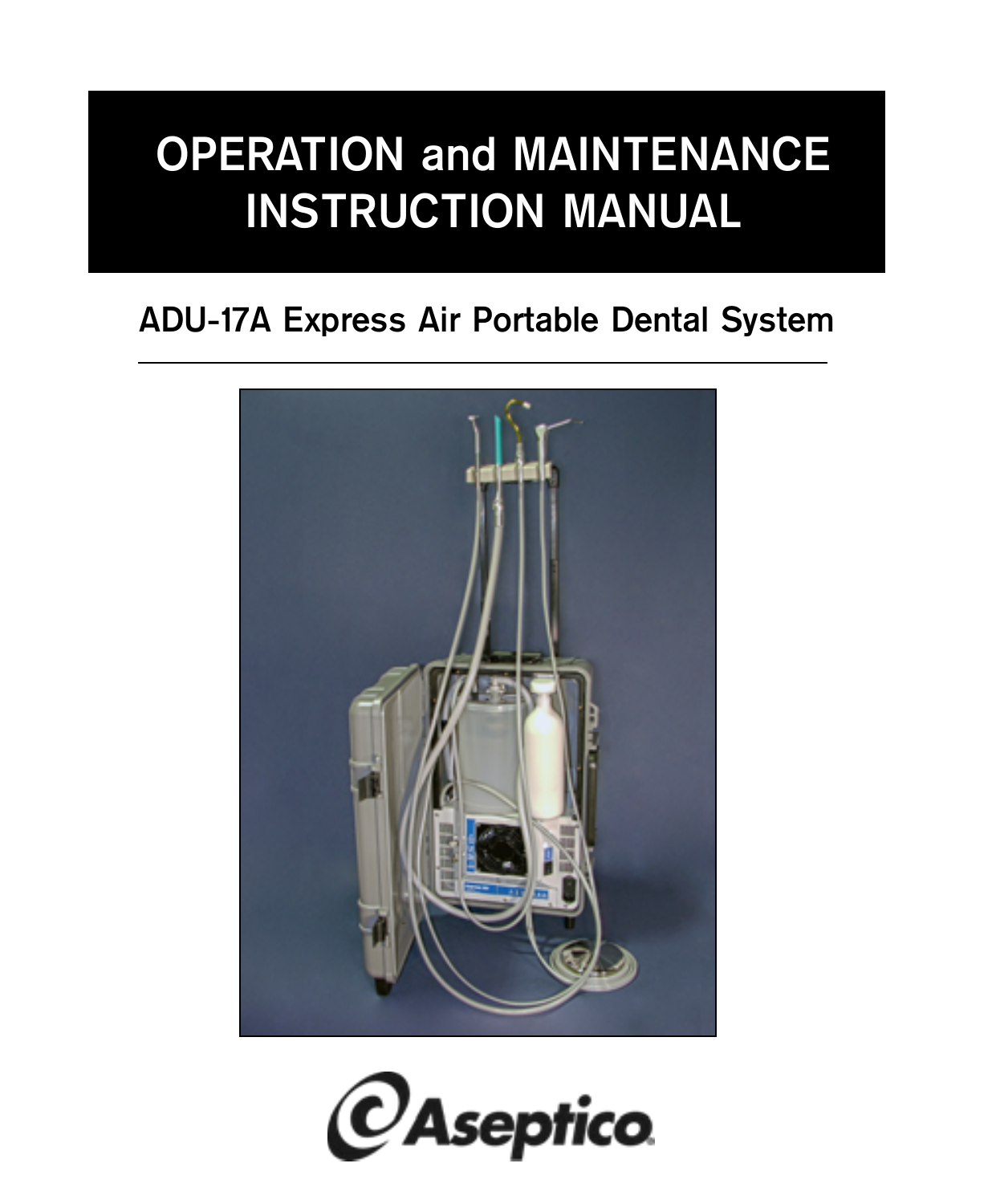# OPERATION and MAINTENANCE INSTRUCTION MANUAL

## ADU-17A Express Air Portable Dental System

Aseptico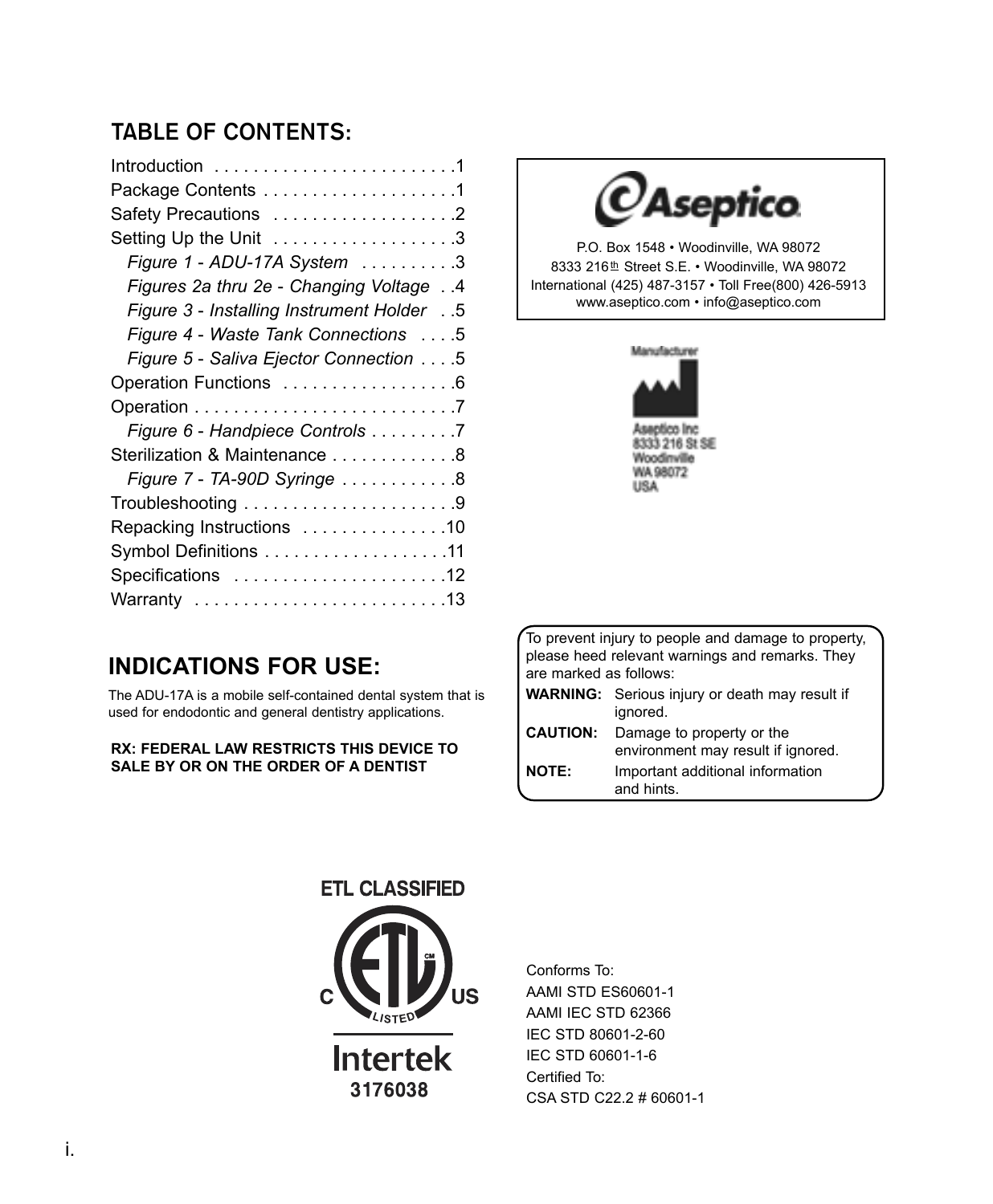## TABLE OF CONTENTS:

Introduction . . . . . . . . . . . . . . . . . . . . . . . . .1
Package Contents . . . . . . . . . . . . . . . . . . . .1
Safety Precautions . . . . . . . . . . . . . . . . . . .2
Setting Up the Unit . . . . . . . . . . . . . . . . . . .3
*Figure 1 - ADU-17A System* . . . . . . . . . .3
*Figures 2a thru 2e - Changing Voltage* . .4
*Figure 3 - Installing Instrument Holder* . .5
*Figure 4 - Waste Tank Connections* . . . .5
*Figure 5 - Saliva Ejector Connection* . . . .5
Operation Functions . . . . . . . . . . . . . . . . .6
Operation . . . . . . . . . . . . . . . . . . . . . . . . . .7
*Figure 6 - Handpiece Controls* . . . . . . . . .7
Sterilization & Maintenance . . . . . . . . . . . . .8
*Figure 7 - TA-90D Syringe* . . . . . . . . . . . .8
Troubleshooting . . . . . . . . . . . . . . . . . . . . . .9
Repacking Instructions . . . . . . . . . . . . . . .10
Symbol Definitions . . . . . . . . . . . . . . . . . . .11
Specifications . . . . . . . . . . . . . . . . . . . . . .12
Warranty . . . . . . . . . . . . . . . . . . . . . . . . . .13

Aseptico

P.O. Box 1548 • Woodinville, WA 98072
8333 216th Street S.E. • Woodinville, WA 98072
International (425) 487-3157 • Toll Free(800) 426-5913
www.aseptico.com • info@aseptico.com

Manufacturer
Aseptico Inc
8333 216 St SE
Woodinville
WA 98072
USA

## INDICATIONS FOR USE:

The ADU-17A is a mobile self-contained dental system that is used for endodontic and general dentistry applications.

**RX: FEDERAL LAW RESTRICTS THIS DEVICE TO SALE BY OR ON THE ORDER OF A DENTIST**

To prevent injury to people and damage to property, please heed relevant warnings and remarks. They are marked as follows:

**WARNING:** Serious injury or death may result if ignored.

**CAUTION:** Damage to property or the environment may result if ignored.

**NOTE:** Important additional information and hints.

ETL CLASSIFIED
C ETL US LISTED
Intertek
3176038

Conforms To:
AAMI STD ES60601-1
AAMI IEC STD 62366
IEC STD 80601-2-60
IEC STD 60601-1-6
Certified To:
CSA STD C22.2 # 60601-1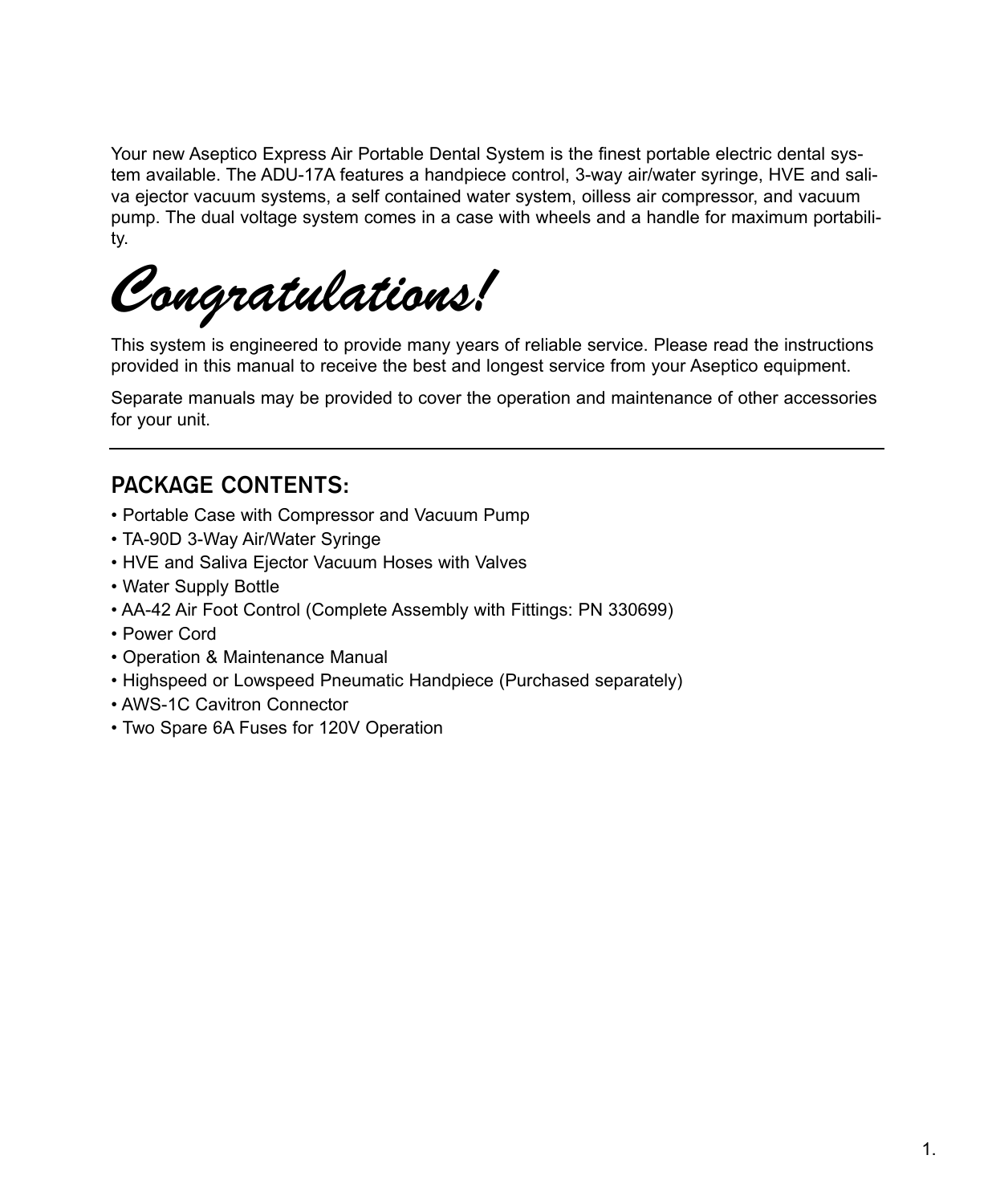Your new Aseptico Express Air Portable Dental System is the finest portable electric dental system available. The ADU-17A features a handpiece control, 3-way air/water syringe, HVE and saliva ejector vacuum systems, a self contained water system, oilless air compressor, and vacuum pump. The dual voltage system comes in a case with wheels and a handle for maximum portability.

# *Congratulations!*

This system is engineered to provide many years of reliable service. Please read the instructions provided in this manual to receive the best and longest service from your Aseptico equipment.

Separate manuals may be provided to cover the operation and maintenance of other accessories for your unit.

---

## PACKAGE CONTENTS:

- Portable Case with Compressor and Vacuum Pump
- TA-90D 3-Way Air/Water Syringe
- HVE and Saliva Ejector Vacuum Hoses with Valves
- Water Supply Bottle
- AA-42 Air Foot Control (Complete Assembly with Fittings: PN 330699)
- Power Cord
- Operation & Maintenance Manual
- Highspeed or Lowspeed Pneumatic Handpiece (Purchased separately)
- AWS-1C Cavitron Connector
- Two Spare 6A Fuses for 120V Operation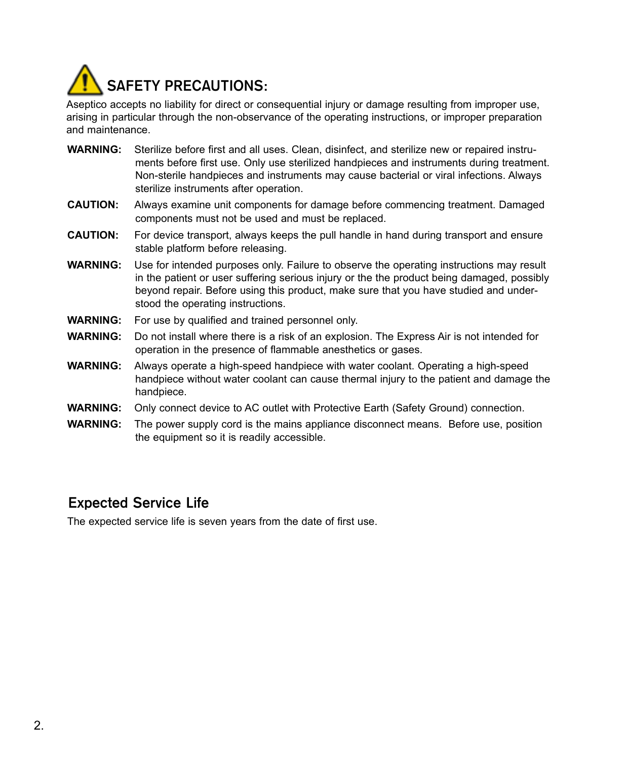## SAFETY PRECAUTIONS:

Aseptico accepts no liability for direct or consequential injury or damage resulting from improper use, arising in particular through the non-observance of the operating instructions, or improper preparation and maintenance.

**WARNING:** Sterilize before first and all uses. Clean, disinfect, and sterilize new or repaired instruments before first use. Only use sterilized handpieces and instruments during treatment. Non-sterile handpieces and instruments may cause bacterial or viral infections. Always sterilize instruments after operation.

**CAUTION:** Always examine unit components for damage before commencing treatment. Damaged components must not be used and must be replaced.

**CAUTION:** For device transport, always keeps the pull handle in hand during transport and ensure stable platform before releasing.

**WARNING:** Use for intended purposes only. Failure to observe the operating instructions may result in the patient or user suffering serious injury or the the product being damaged, possibly beyond repair. Before using this product, make sure that you have studied and understood the operating instructions.

**WARNING:** For use by qualified and trained personnel only.

**WARNING:** Do not install where there is a risk of an explosion. The Express Air is not intended for operation in the presence of flammable anesthetics or gases.

**WARNING:** Always operate a high-speed handpiece with water coolant. Operating a high-speed handpiece without water coolant can cause thermal injury to the patient and damage the handpiece.

**WARNING:** Only connect device to AC outlet with Protective Earth (Safety Ground) connection.

**WARNING:** The power supply cord is the mains appliance disconnect means. Before use, position the equipment so it is readily accessible.

## Expected Service Life

The expected service life is seven years from the date of first use.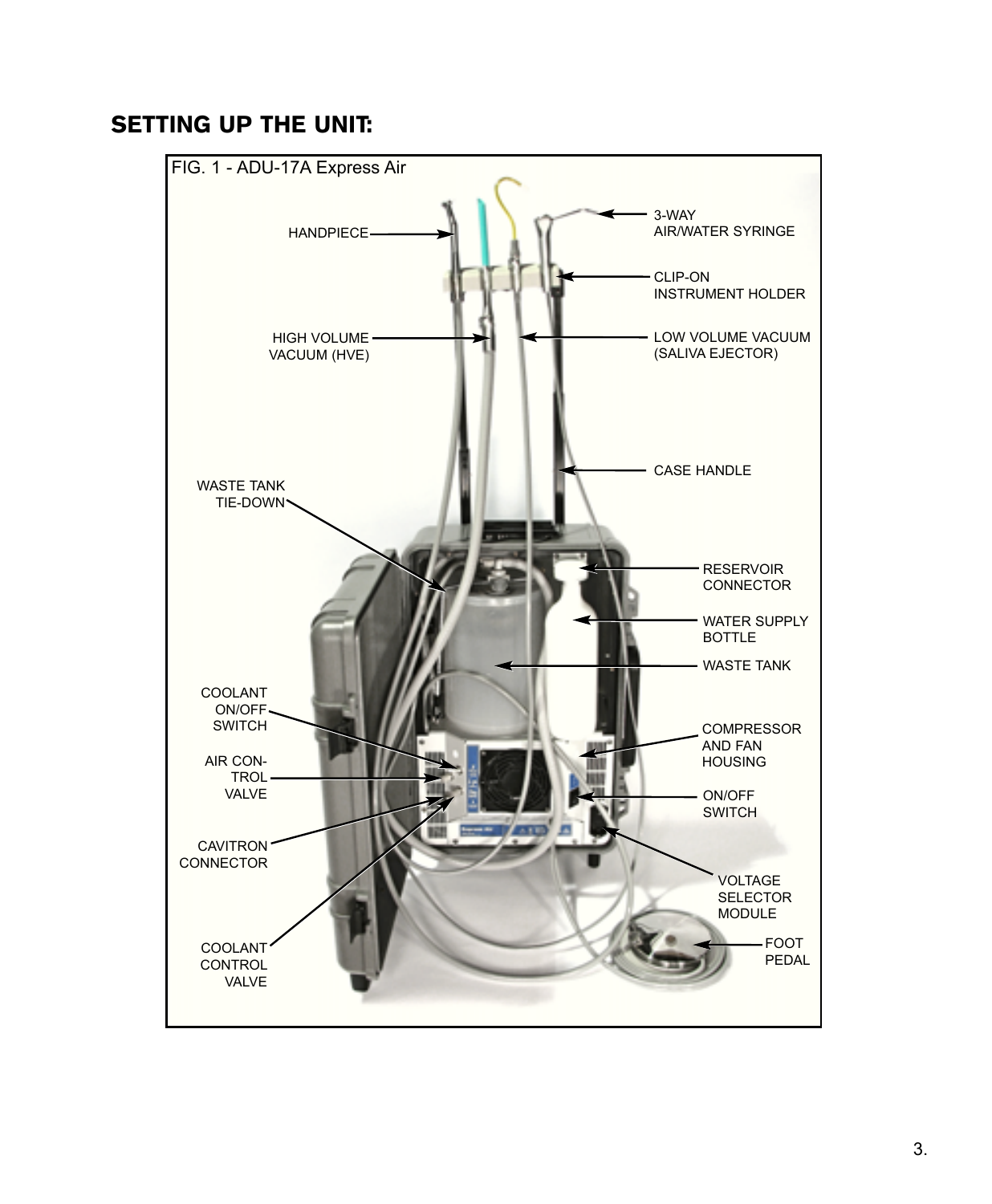## SETTING UP THE UNIT:

FIG. 1 - ADU-17A Express Air

HANDPIECE

HIGH VOLUME VACUUM (HVE)

3-WAY AIR/WATER SYRINGE

CLIP-ON INSTRUMENT HOLDER

LOW VOLUME VACUUM (SALIVA EJECTOR)

CASE HANDLE

WASTE TANK TIE-DOWN

RESERVOIR CONNECTOR

WATER SUPPLY BOTTLE

WASTE TANK

COOLANT ON/OFF SWITCH

AIR CONTROL VALVE

CAVITRON CONNECTOR

COOLANT CONTROL VALVE

COMPRESSOR AND FAN HOUSING

ON/OFF SWITCH

VOLTAGE SELECTOR MODULE

FOOT PEDAL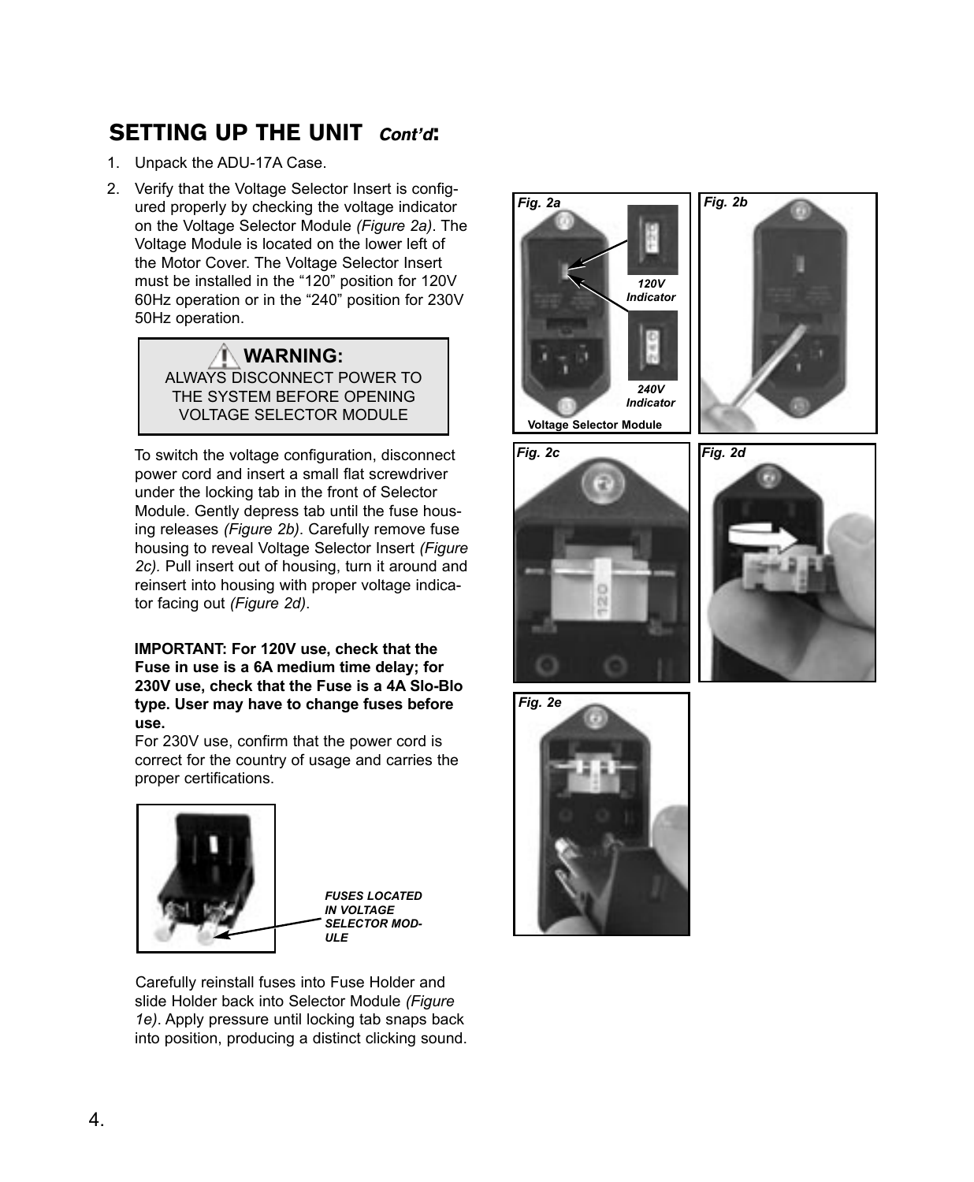## SETTING UP THE UNIT *Cont'd*:

1. Unpack the ADU-17A Case.
2. Verify that the Voltage Selector Insert is configured properly by checking the voltage indicator on the Voltage Selector Module *(Figure 2a)*. The Voltage Module is located on the lower left of the Motor Cover. The Voltage Selector Insert must be installed in the "120" position for 120V 60Hz operation or in the "240" position for 230V 50Hz operation.

> **⚠ WARNING:**
> ALWAYS DISCONNECT POWER TO THE SYSTEM BEFORE OPENING VOLTAGE SELECTOR MODULE

To switch the voltage configuration, disconnect power cord and insert a small flat screwdriver under the locking tab in the front of Selector Module. Gently depress tab until the fuse housing releases *(Figure 2b)*. Carefully remove fuse housing to reveal Voltage Selector Insert *(Figure 2c)*. Pull insert out of housing, turn it around and reinsert into housing with proper voltage indicator facing out *(Figure 2d)*.

**IMPORTANT: For 120V use, check that the Fuse in use is a 6A medium time delay; for 230V use, check that the Fuse is a 4A Slo-Blo type. User may have to change fuses before use.**

For 230V use, confirm that the power cord is correct for the country of usage and carries the proper certifications.

***FUSES LOCATED IN VOLTAGE SELECTOR MODULE***

Carefully reinstall fuses into Fuse Holder and slide Holder back into Selector Module *(Figure 1e)*. Apply pressure until locking tab snaps back into position, producing a distinct clicking sound.

***Fig. 2a*** — ***120V Indicator*** — ***240V Indicator*** — **Voltage Selector Module**

***Fig. 2b***

***Fig. 2c***

***Fig. 2d***

***Fig. 2e***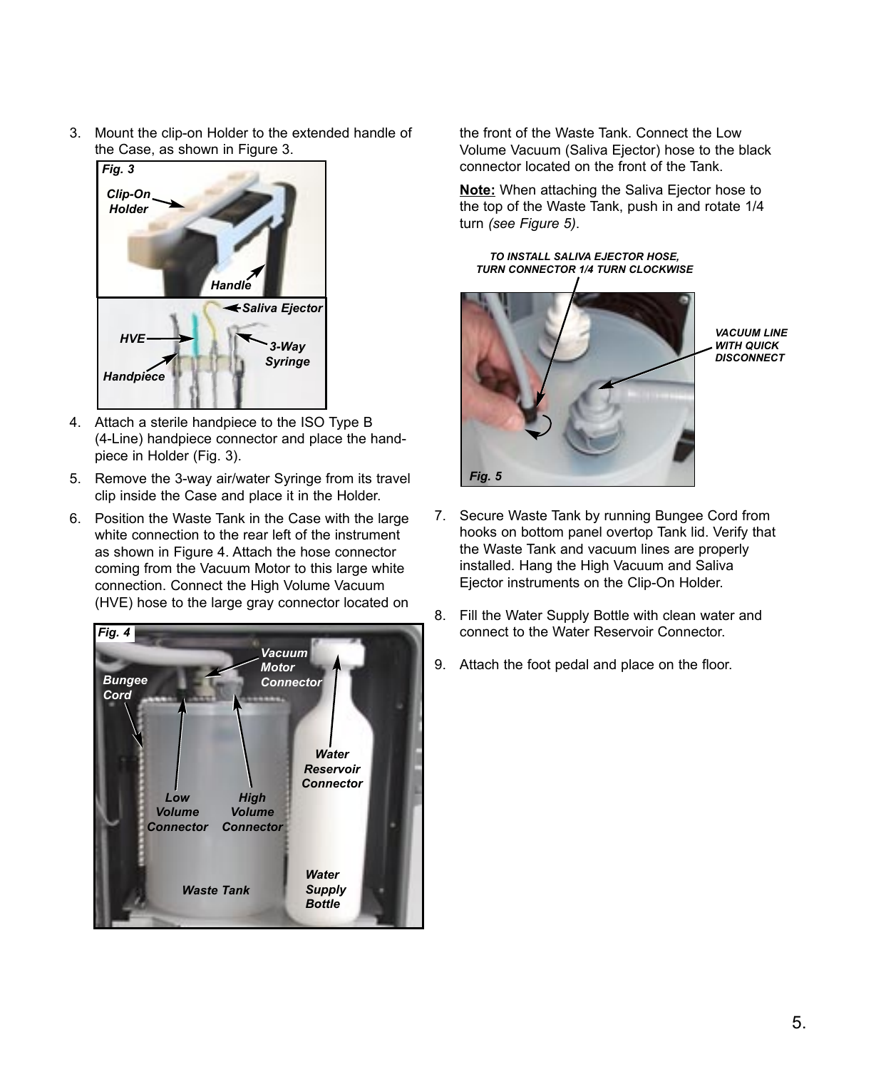3. Mount the clip-on Holder to the extended handle of the Case, as shown in Figure 3.

Fig. 3

Clip-On Holder

Handle

Saliva Ejector

HVE

3-Way Syringe

Handpiece

4. Attach a sterile handpiece to the ISO Type B (4-Line) handpiece connector and place the handpiece in Holder (Fig. 3).
5. Remove the 3-way air/water Syringe from its travel clip inside the Case and place it in the Holder.
6. Position the Waste Tank in the Case with the large white connection to the rear left of the instrument as shown in Figure 4. Attach the hose connector coming from the Vacuum Motor to this large white connection. Connect the High Volume Vacuum (HVE) hose to the large gray connector located on the front of the Waste Tank. Connect the Low Volume Vacuum (Saliva Ejector) hose to the black connector located on the front of the Tank.

Fig. 4

Bungee Cord

Vacuum Motor Connector

Water Reservoir Connector

Low Volume Connector

High Volume Connector

Waste Tank

Water Supply Bottle

**Note:** When attaching the Saliva Ejector hose to the top of the Waste Tank, push in and rotate 1/4 turn *(see Figure 5)*.

TO INSTALL SALIVA EJECTOR HOSE, TURN CONNECTOR 1/4 TURN CLOCKWISE

VACUUM LINE WITH QUICK DISCONNECT

Fig. 5

7. Secure Waste Tank by running Bungee Cord from hooks on bottom panel overtop Tank lid. Verify that the Waste Tank and vacuum lines are properly installed. Hang the High Vacuum and Saliva Ejector instruments on the Clip-On Holder.
8. Fill the Water Supply Bottle with clean water and connect to the Water Reservoir Connector.
9. Attach the foot pedal and place on the floor.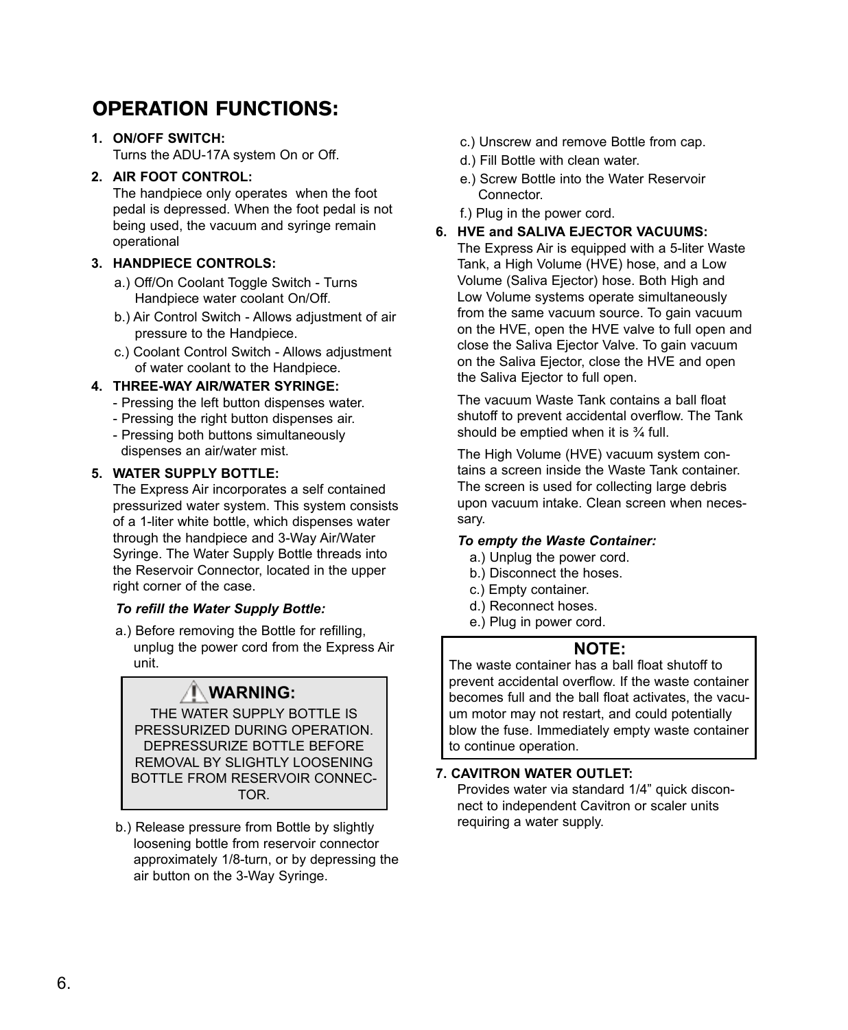# OPERATION FUNCTIONS:

1. **ON/OFF SWITCH:**
   Turns the ADU-17A system On or Off.

2. **AIR FOOT CONTROL:**
   The handpiece only operates when the foot pedal is depressed. When the foot pedal is not being used, the vacuum and syringe remain operational

3. **HANDPIECE CONTROLS:**
   a.) Off/On Coolant Toggle Switch - Turns Handpiece water coolant On/Off.
   b.) Air Control Switch - Allows adjustment of air pressure to the Handpiece.
   c.) Coolant Control Switch - Allows adjustment of water coolant to the Handpiece.

4. **THREE-WAY AIR/WATER SYRINGE:**
   - Pressing the left button dispenses water.
   - Pressing the right button dispenses air.
   - Pressing both buttons simultaneously dispenses an air/water mist.

5. **WATER SUPPLY BOTTLE:**
   The Express Air incorporates a self contained pressurized water system. This system consists of a 1-liter white bottle, which dispenses water through the handpiece and 3-Way Air/Water Syringe. The Water Supply Bottle threads into the Reservoir Connector, located in the upper right corner of the case.

   ***To refill the Water Supply Bottle:***

   a.) Before removing the Bottle for refilling, unplug the power cord from the Express Air unit.

   > **⚠ WARNING:**
   > THE WATER SUPPLY BOTTLE IS PRESSURIZED DURING OPERATION. DEPRESSURIZE BOTTLE BEFORE REMOVAL BY SLIGHTLY LOOSENING BOTTLE FROM RESERVOIR CONNECTOR.

   b.) Release pressure from Bottle by slightly loosening bottle from reservoir connector approximately 1/8-turn, or by depressing the air button on the 3-Way Syringe.
   c.) Unscrew and remove Bottle from cap.
   d.) Fill Bottle with clean water.
   e.) Screw Bottle into the Water Reservoir Connector.
   f.) Plug in the power cord.

6. **HVE and SALIVA EJECTOR VACUUMS:**
   The Express Air is equipped with a 5-liter Waste Tank, a High Volume (HVE) hose, and a Low Volume (Saliva Ejector) hose. Both High and Low Volume systems operate simultaneously from the same vacuum source. To gain vacuum on the HVE, open the HVE valve to full open and close the Saliva Ejector Valve. To gain vacuum on the Saliva Ejector, close the HVE and open the Saliva Ejector to full open.

   The vacuum Waste Tank contains a ball float shutoff to prevent accidental overflow. The Tank should be emptied when it is ¾ full.

   The High Volume (HVE) vacuum system contains a screen inside the Waste Tank container. The screen is used for collecting large debris upon vacuum intake. Clean screen when necessary.

   ***To empty the Waste Container:***
   a.) Unplug the power cord.
   b.) Disconnect the hoses.
   c.) Empty container.
   d.) Reconnect hoses.
   e.) Plug in power cord.

   > **NOTE:**
   > The waste container has a ball float shutoff to prevent accidental overflow. If the waste container becomes full and the ball float activates, the vacuum motor may not restart, and could potentially blow the fuse. Immediately empty waste container to continue operation.

7. **CAVITRON WATER OUTLET:**
   Provides water via standard 1/4" quick disconnect to independent Cavitron or scaler units requiring a water supply.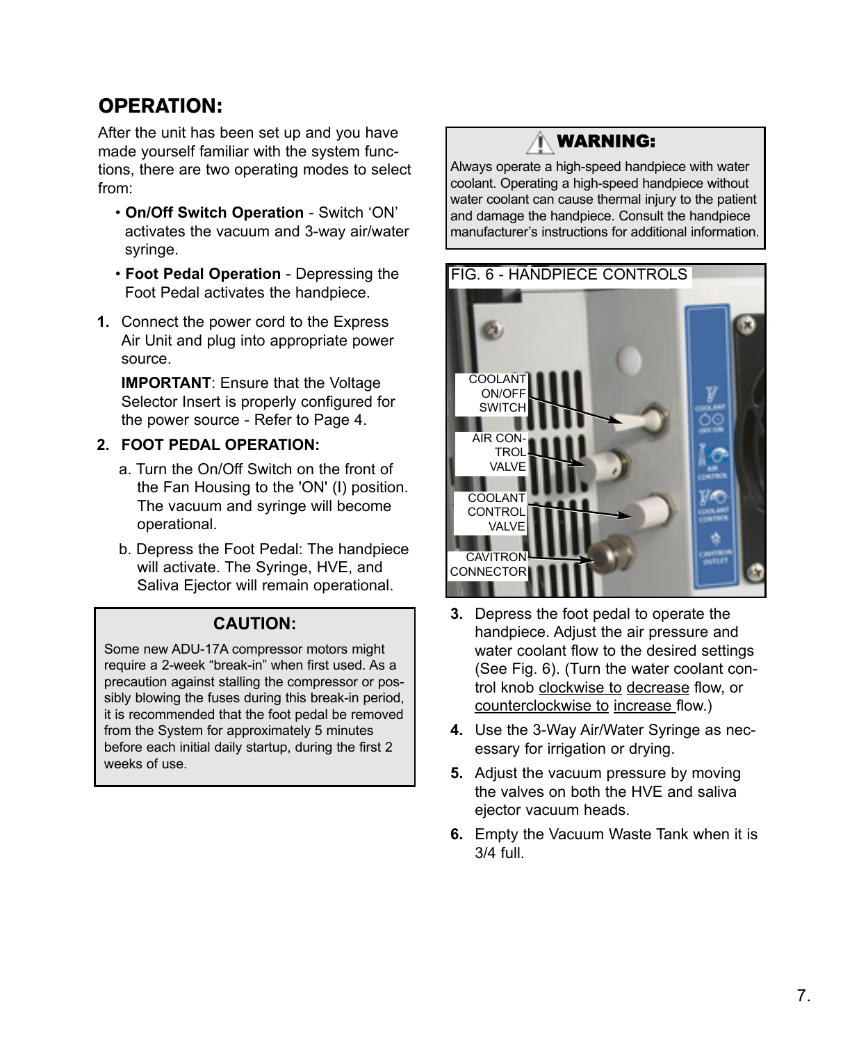## OPERATION:

After the unit has been set up and you have made yourself familiar with the system functions, there are two operating modes to select from:

- **On/Off Switch Operation** - Switch 'ON' activates the vacuum and 3-way air/water syringe.
- **Foot Pedal Operation** - Depressing the Foot Pedal activates the handpiece.

1. Connect the power cord to the Express Air Unit and plug into appropriate power source.

   **IMPORTANT**: Ensure that the Voltage Selector Insert is properly configured for the power source - Refer to Page 4.

2. **FOOT PEDAL OPERATION:**

   a. Turn the On/Off Switch on the front of the Fan Housing to the 'ON' (I) position. The vacuum and syringe will become operational.

   b. Depress the Foot Pedal: The handpiece will activate. The Syringe, HVE, and Saliva Ejector will remain operational.

> **CAUTION:**
>
> Some new ADU-17A compressor motors might require a 2-week "break-in" when first used. As a precaution against stalling the compressor or possibly blowing the fuses during this break-in period, it is recommended that the foot pedal be removed from the System for approximately 5 minutes before each initial daily startup, during the first 2 weeks of use.

> ⚠ **WARNING:**
>
> Always operate a high-speed handpiece with water coolant. Operating a high-speed handpiece without water coolant can cause thermal injury to the patient and damage the handpiece. Consult the handpiece manufacturer's instructions for additional information.

FIG. 6 - HANDPIECE CONTROLS

COOLANT ON/OFF SWITCH

AIR CONTROL VALVE

COOLANT CONTROL VALVE

CAVITRON CONNECTOR

3. Depress the foot pedal to operate the handpiece. Adjust the air pressure and water coolant flow to the desired settings (See Fig. 6). (Turn the water coolant control knob <u>clockwise to</u> <u>decrease</u> flow, or <u>counterclockwise to</u> <u>increase</u> flow.)

4. Use the 3-Way Air/Water Syringe as necessary for irrigation or drying.

5. Adjust the vacuum pressure by moving the valves on both the HVE and saliva ejector vacuum heads.

6. Empty the Vacuum Waste Tank when it is 3/4 full.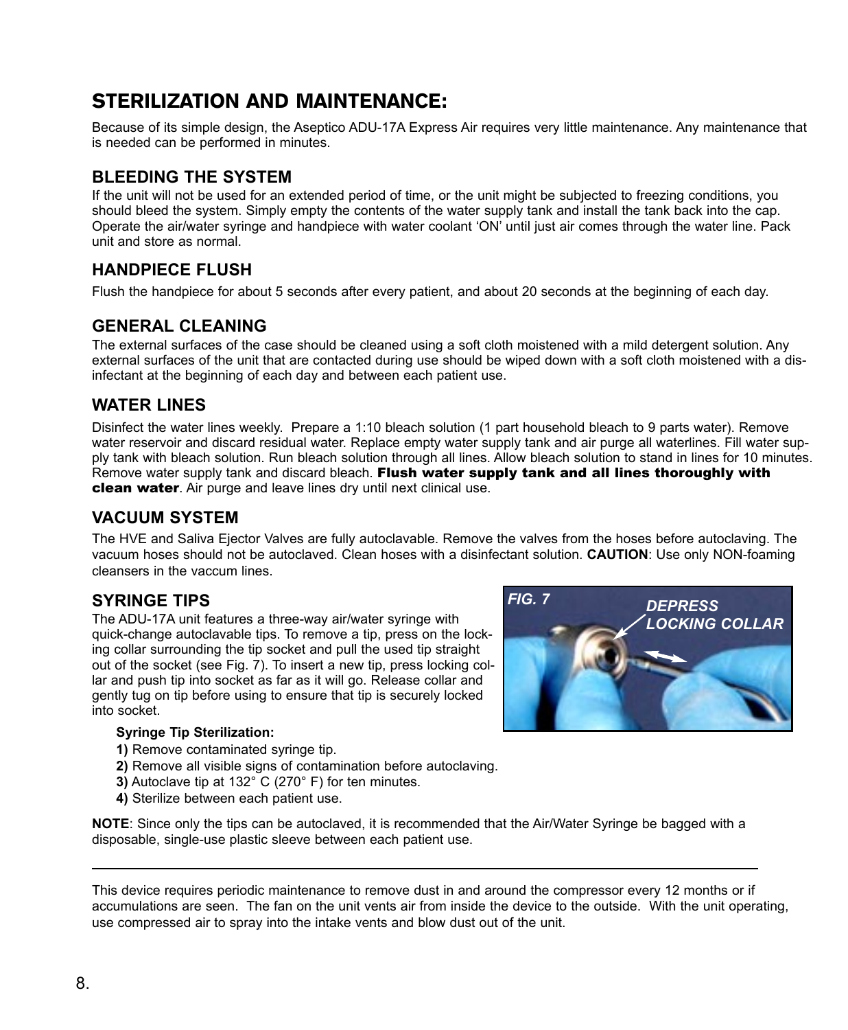## STERILIZATION AND MAINTENANCE:

Because of its simple design, the Aseptico ADU-17A Express Air requires very little maintenance. Any maintenance that is needed can be performed in minutes.

### BLEEDING THE SYSTEM

If the unit will not be used for an extended period of time, or the unit might be subjected to freezing conditions, you should bleed the system. Simply empty the contents of the water supply tank and install the tank back into the cap. Operate the air/water syringe and handpiece with water coolant 'ON' until just air comes through the water line. Pack unit and store as normal.

### HANDPIECE FLUSH

Flush the handpiece for about 5 seconds after every patient, and about 20 seconds at the beginning of each day.

### GENERAL CLEANING

The external surfaces of the case should be cleaned using a soft cloth moistened with a mild detergent solution. Any external surfaces of the unit that are contacted during use should be wiped down with a soft cloth moistened with a disinfectant at the beginning of each day and between each patient use.

### WATER LINES

Disinfect the water lines weekly. Prepare a 1:10 bleach solution (1 part household bleach to 9 parts water). Remove water reservoir and discard residual water. Replace empty water supply tank and air purge all waterlines. Fill water supply tank with bleach solution. Run bleach solution through all lines. Allow bleach solution to stand in lines for 10 minutes. Remove water supply tank and discard bleach. **Flush water supply tank and all lines thoroughly with clean water**. Air purge and leave lines dry until next clinical use.

### VACUUM SYSTEM

The HVE and Saliva Ejector Valves are fully autoclavable. Remove the valves from the hoses before autoclaving. The vacuum hoses should not be autoclaved. Clean hoses with a disinfectant solution. **CAUTION**: Use only NON-foaming cleansers in the vaccum lines.

### SYRINGE TIPS

The ADU-17A unit features a three-way air/water syringe with quick-change autoclavable tips. To remove a tip, press on the locking collar surrounding the tip socket and pull the used tip straight out of the socket (see Fig. 7). To insert a new tip, press locking collar and push tip into socket as far as it will go. Release collar and gently tug on tip before using to ensure that tip is securely locked into socket.

*FIG. 7* *DEPRESS LOCKING COLLAR*

**Syringe Tip Sterilization:**

**1)** Remove contaminated syringe tip.
**2)** Remove all visible signs of contamination before autoclaving.
**3)** Autoclave tip at 132° C (270° F) for ten minutes.
**4)** Sterilize between each patient use.

**NOTE**: Since only the tips can be autoclaved, it is recommended that the Air/Water Syringe be bagged with a disposable, single-use plastic sleeve between each patient use.

---

This device requires periodic maintenance to remove dust in and around the compressor every 12 months or if accumulations are seen. The fan on the unit vents air from inside the device to the outside. With the unit operating, use compressed air to spray into the intake vents and blow dust out of the unit.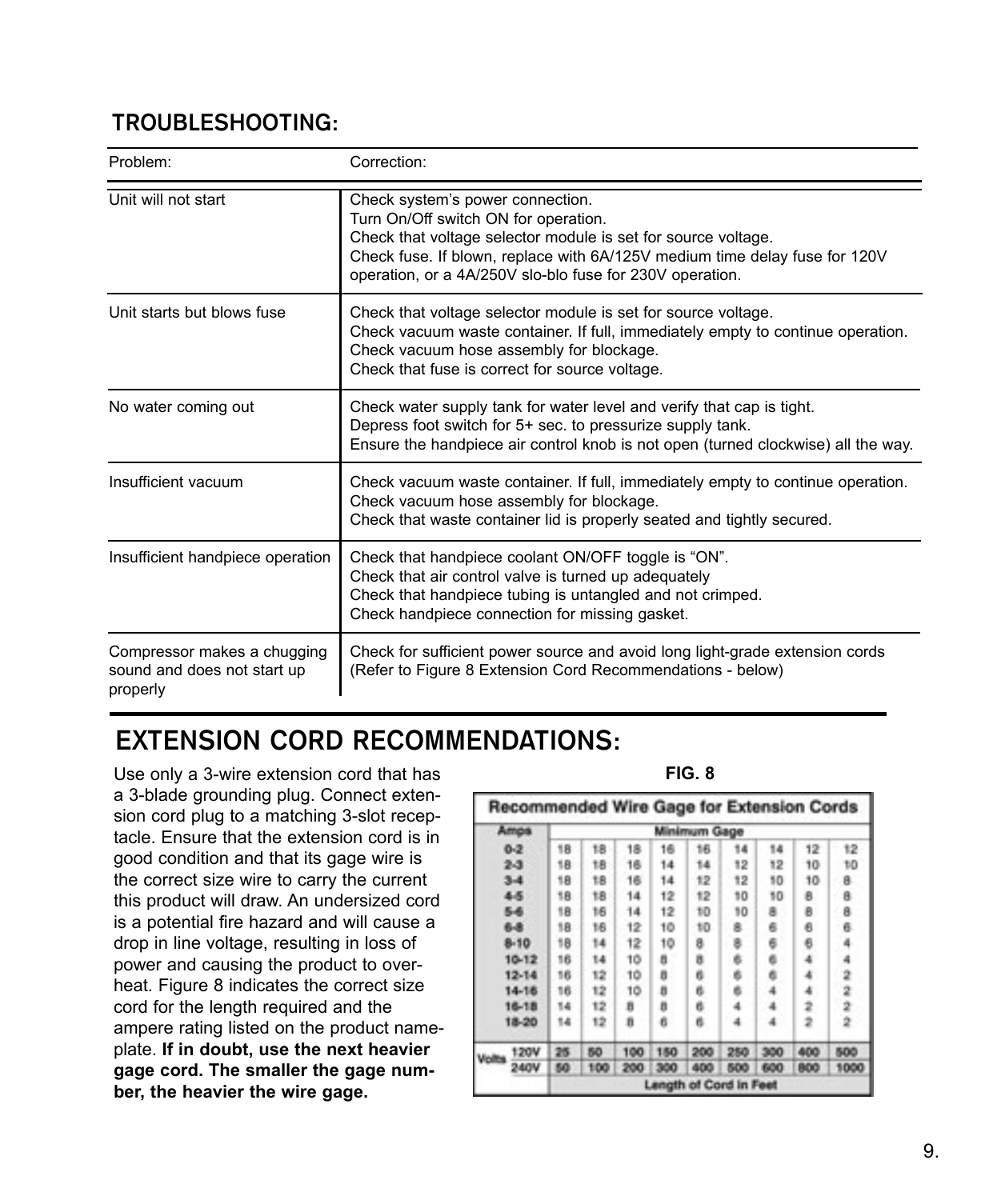## TROUBLESHOOTING:

| Problem: | Correction: |
|---|---|
| Unit will not start | Check system's power connection.<br>Turn On/Off switch ON for operation.<br>Check that voltage selector module is set for source voltage.<br>Check fuse. If blown, replace with 6A/125V medium time delay fuse for 120V operation, or a 4A/250V slo-blo fuse for 230V operation. |
| Unit starts but blows fuse | Check that voltage selector module is set for source voltage.<br>Check vacuum waste container. If full, immediately empty to continue operation.<br>Check vacuum hose assembly for blockage.<br>Check that fuse is correct for source voltage. |
| No water coming out | Check water supply tank for water level and verify that cap is tight.<br>Depress foot switch for 5+ sec. to pressurize supply tank.<br>Ensure the handpiece air control knob is not open (turned clockwise) all the way. |
| Insufficient vacuum | Check vacuum waste container. If full, immediately empty to continue operation.<br>Check vacuum hose assembly for blockage.<br>Check that waste container lid is properly seated and tightly secured. |
| Insufficient handpiece operation | Check that handpiece coolant ON/OFF toggle is "ON".<br>Check that air control valve is turned up adequately<br>Check that handpiece tubing is untangled and not crimped.<br>Check handpiece connection for missing gasket. |
| Compressor makes a chugging sound and does not start up properly | Check for sufficient power source and avoid long light-grade extension cords (Refer to Figure 8 Extension Cord Recommendations - below) |

# EXTENSION CORD RECOMMENDATIONS:

Use only a 3-wire extension cord that has a 3-blade grounding plug. Connect extension cord plug to a matching 3-slot receptacle. Ensure that the extension cord is in good condition and that its gage wire is the correct size wire to carry the current this product will draw. An undersized cord is a potential fire hazard and will cause a drop in line voltage, resulting in loss of power and causing the product to overheat. Figure 8 indicates the correct size cord for the length required and the ampere rating listed on the product nameplate. **If in doubt, use the next heavier gage cord. The smaller the gage number, the heavier the wire gage.**

**FIG. 8**

**Recommended Wire Gage for Extension Cords**

| Amps | Minimum Gage | | | | | | | | |
|---|---|---|---|---|---|---|---|---|---|
| 0-2 | 18 | 18 | 18 | 16 | 16 | 14 | 14 | 12 | 12 |
| 2-3 | 18 | 18 | 16 | 14 | 14 | 12 | 12 | 10 | 10 |
| 3-4 | 18 | 18 | 16 | 14 | 12 | 12 | 10 | 10 | 8 |
| 4-5 | 18 | 18 | 14 | 12 | 12 | 10 | 10 | 8 | 8 |
| 5-6 | 18 | 16 | 14 | 12 | 10 | 10 | 8 | 8 | 8 |
| 6-8 | 18 | 16 | 12 | 10 | 10 | 8 | 6 | 6 | 6 |
| 8-10 | 18 | 14 | 12 | 10 | 8 | 8 | 6 | 6 | 4 |
| 10-12 | 16 | 14 | 10 | 8 | 8 | 6 | 6 | 4 | 4 |
| 12-14 | 16 | 12 | 10 | 8 | 6 | 6 | 6 | 4 | 2 |
| 14-16 | 16 | 12 | 10 | 8 | 6 | 6 | 4 | 4 | 2 |
| 16-18 | 14 | 12 | 8 | 8 | 6 | 4 | 4 | 2 | 2 |
| 18-20 | 14 | 12 | 8 | 6 | 6 | 4 | 4 | 2 | 2 |
| Volts 120V | 25 | 50 | 100 | 150 | 200 | 250 | 300 | 400 | 500 |
| Volts 240V | 50 | 100 | 200 | 300 | 400 | 500 | 600 | 800 | 1000 |
| | Length of Cord in Feet | | | | | | | | |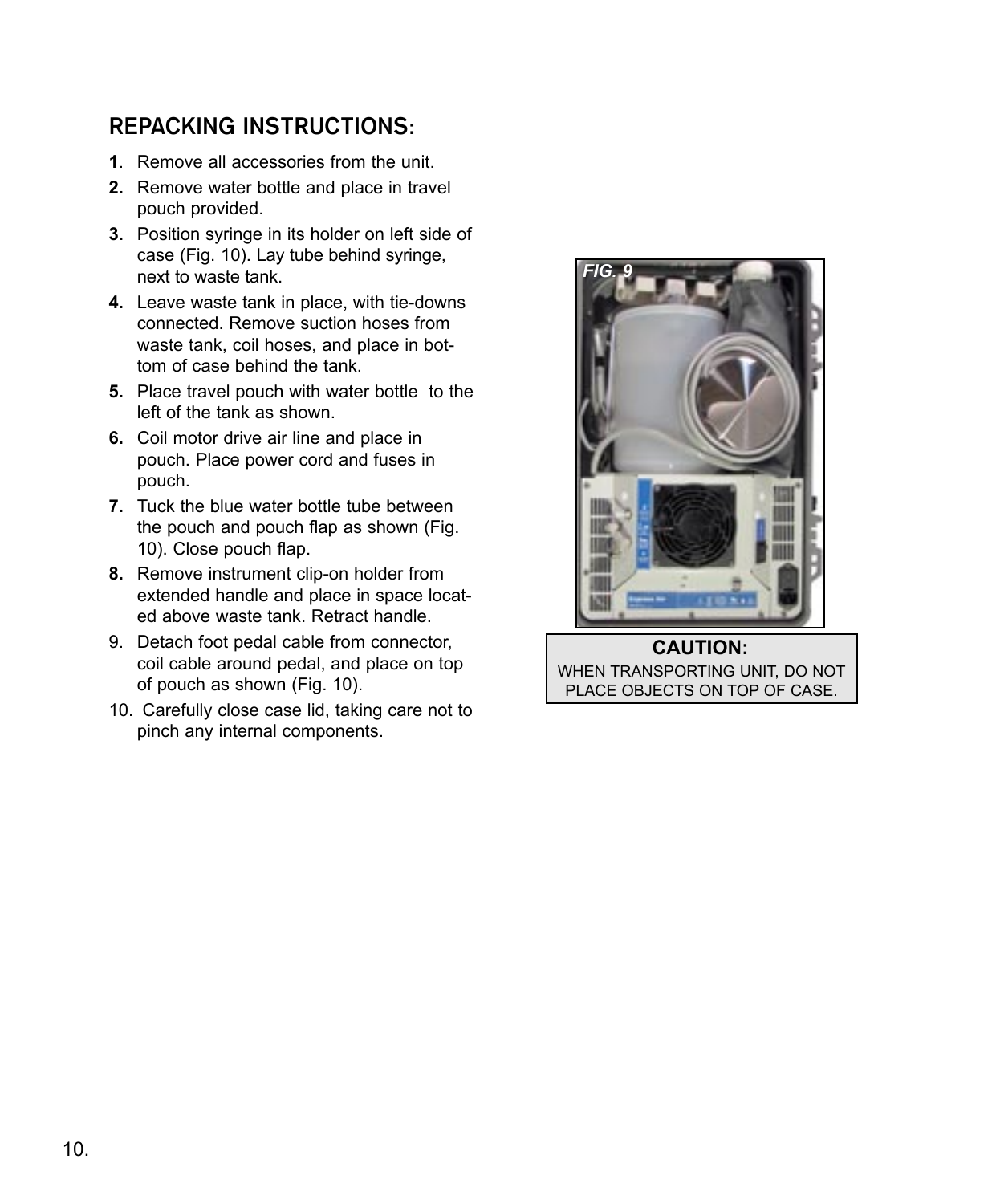## REPACKING INSTRUCTIONS:

1. Remove all accessories from the unit.
2. Remove water bottle and place in travel pouch provided.
3. Position syringe in its holder on left side of case (Fig. 10). Lay tube behind syringe, next to waste tank.
4. Leave waste tank in place, with tie-downs connected. Remove suction hoses from waste tank, coil hoses, and place in bottom of case behind the tank.
5. Place travel pouch with water bottle to the left of the tank as shown.
6. Coil motor drive air line and place in pouch. Place power cord and fuses in pouch.
7. Tuck the blue water bottle tube between the pouch and pouch flap as shown (Fig. 10). Close pouch flap.
8. Remove instrument clip-on holder from extended handle and place in space located above waste tank. Retract handle.
9. Detach foot pedal cable from connector, coil cable around pedal, and place on top of pouch as shown (Fig. 10).
10. Carefully close case lid, taking care not to pinch any internal components.

*FIG. 9*

**CAUTION:**
WHEN TRANSPORTING UNIT, DO NOT PLACE OBJECTS ON TOP OF CASE.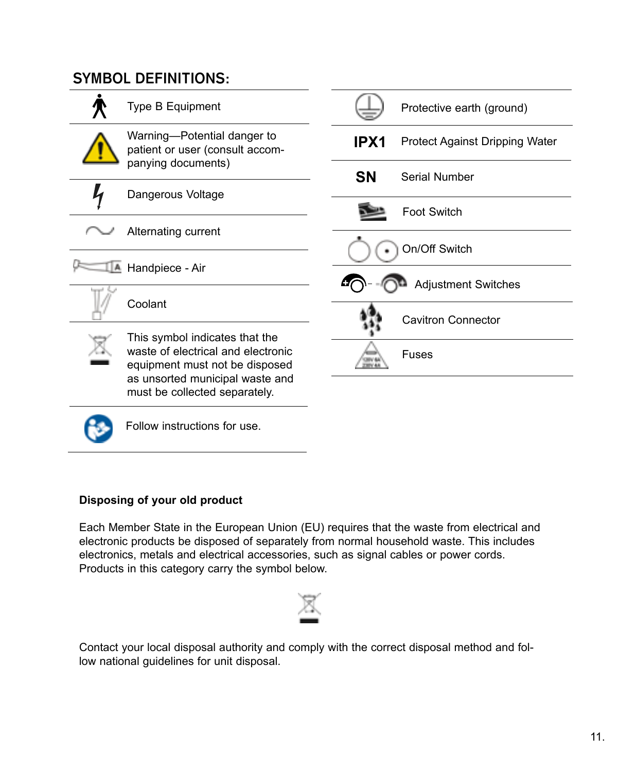## SYMBOL DEFINITIONS:

| Symbol | Definition |
|---|---|
| | Type B Equipment |
| | Warning—Potential danger to patient or user (consult accompanying documents) |
| | Dangerous Voltage |
| | Alternating current |
| | Handpiece - Air |
| | Coolant |
| | This symbol indicates that the waste of electrical and electronic equipment must not be disposed as unsorted municipal waste and must be collected separately. |
| | Follow instructions for use. |
| | Protective earth (ground) |
| IPX1 | Protect Against Dripping Water |
| SN | Serial Number |
| | Foot Switch |
| | On/Off Switch |
| | Adjustment Switches |
| | Cavitron Connector |
| | Fuses |

**Disposing of your old product**

Each Member State in the European Union (EU) requires that the waste from electrical and electronic products be disposed of separately from normal household waste. This includes electronics, metals and electrical accessories, such as signal cables or power cords. Products in this category carry the symbol below.

Contact your local disposal authority and comply with the correct disposal method and follow national guidelines for unit disposal.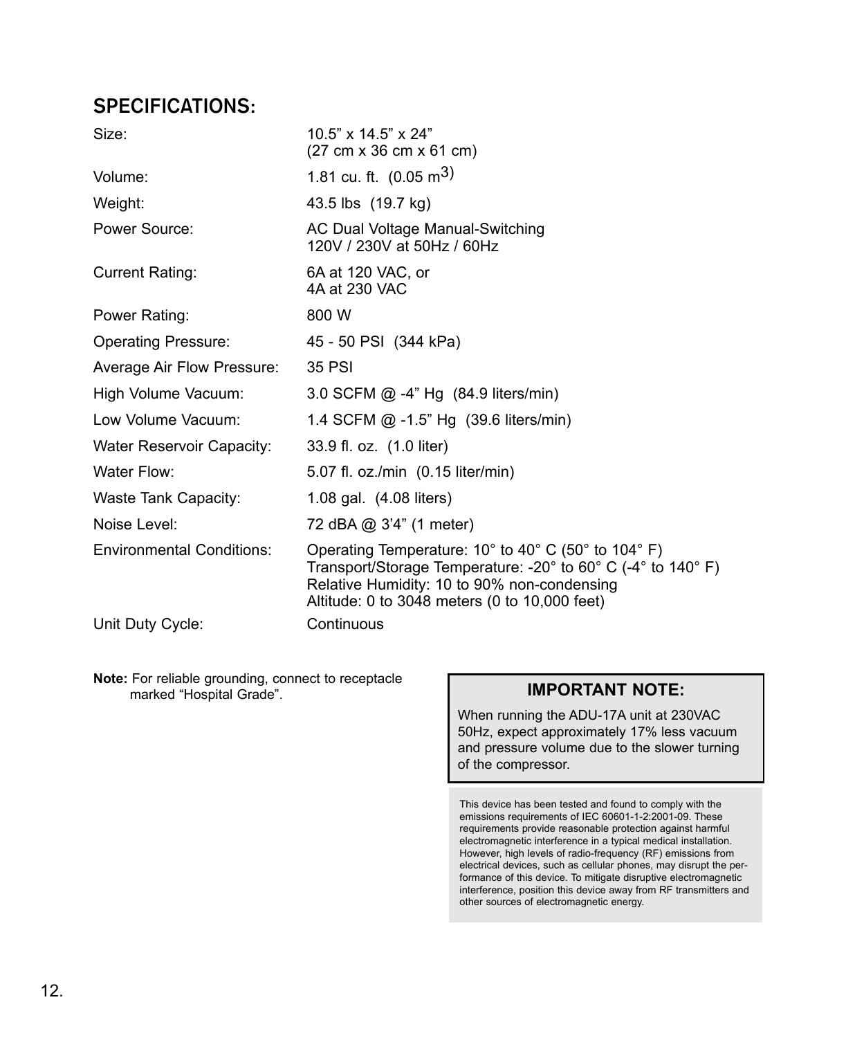## SPECIFICATIONS:

| | |
|---|---|
| Size: | 10.5” x 14.5” x 24”<br>(27 cm x 36 cm x 61 cm) |
| Volume: | 1.81 cu. ft. (0.05 $m^3$) |
| Weight: | 43.5 lbs (19.7 kg) |
| Power Source: | AC Dual Voltage Manual-Switching<br>120V / 230V at 50Hz / 60Hz |
| Current Rating: | 6A at 120 VAC, or<br>4A at 230 VAC |
| Power Rating: | 800 W |
| Operating Pressure: | 45 - 50 PSI (344 kPa) |
| Average Air Flow Pressure: | 35 PSI |
| High Volume Vacuum: | 3.0 SCFM @ -4” Hg (84.9 liters/min) |
| Low Volume Vacuum: | 1.4 SCFM @ -1.5” Hg (39.6 liters/min) |
| Water Reservoir Capacity: | 33.9 fl. oz. (1.0 liter) |
| Water Flow: | 5.07 fl. oz./min (0.15 liter/min) |
| Waste Tank Capacity: | 1.08 gal. (4.08 liters) |
| Noise Level: | 72 dBA @ 3’4” (1 meter) |
| Environmental Conditions: | Operating Temperature: 10° to 40° C (50° to 104° F)<br>Transport/Storage Temperature: -20° to 60° C (-4° to 140° F)<br>Relative Humidity: 10 to 90% non-condensing<br>Altitude: 0 to 3048 meters (0 to 10,000 feet) |
| Unit Duty Cycle: | Continuous |

**Note:** For reliable grounding, connect to receptacle marked “Hospital Grade”.

**IMPORTANT NOTE:**

When running the ADU-17A unit at 230VAC 50Hz, expect approximately 17% less vacuum and pressure volume due to the slower turning of the compressor.

This device has been tested and found to comply with the emissions requirements of IEC 60601-1-2:2001-09. These requirements provide reasonable protection against harmful electromagnetic interference in a typical medical installation. However, high levels of radio-frequency (RF) emissions from electrical devices, such as cellular phones, may disrupt the performance of this device. To mitigate disruptive electromagnetic interference, position this device away from RF transmitters and other sources of electromagnetic energy.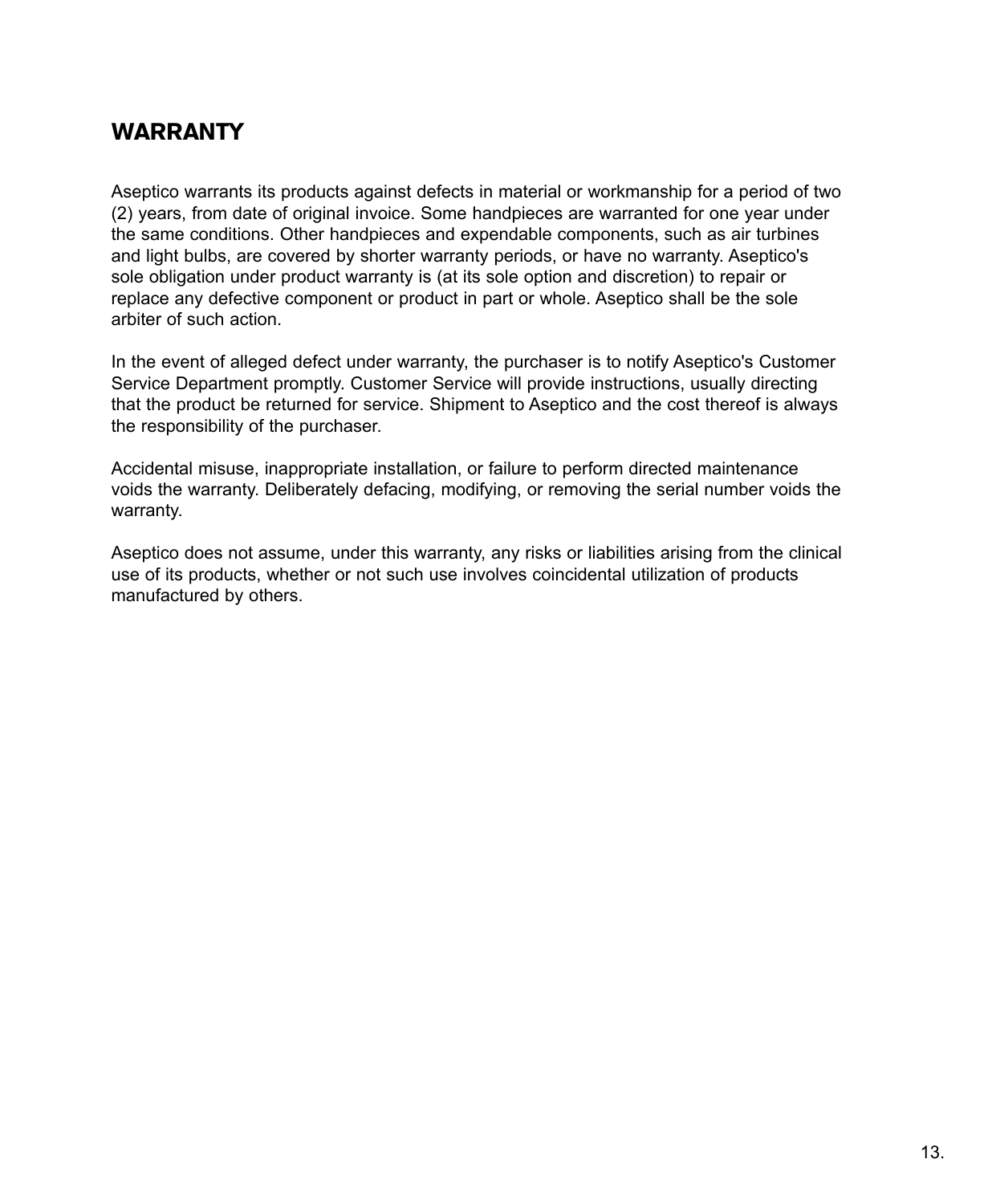## WARRANTY

Aseptico warrants its products against defects in material or workmanship for a period of two (2) years, from date of original invoice. Some handpieces are warranted for one year under the same conditions. Other handpieces and expendable components, such as air turbines and light bulbs, are covered by shorter warranty periods, or have no warranty. Aseptico's sole obligation under product warranty is (at its sole option and discretion) to repair or replace any defective component or product in part or whole. Aseptico shall be the sole arbiter of such action.

In the event of alleged defect under warranty, the purchaser is to notify Aseptico's Customer Service Department promptly. Customer Service will provide instructions, usually directing that the product be returned for service. Shipment to Aseptico and the cost thereof is always the responsibility of the purchaser.

Accidental misuse, inappropriate installation, or failure to perform directed maintenance voids the warranty. Deliberately defacing, modifying, or removing the serial number voids the warranty.

Aseptico does not assume, under this warranty, any risks or liabilities arising from the clinical use of its products, whether or not such use involves coincidental utilization of products manufactured by others.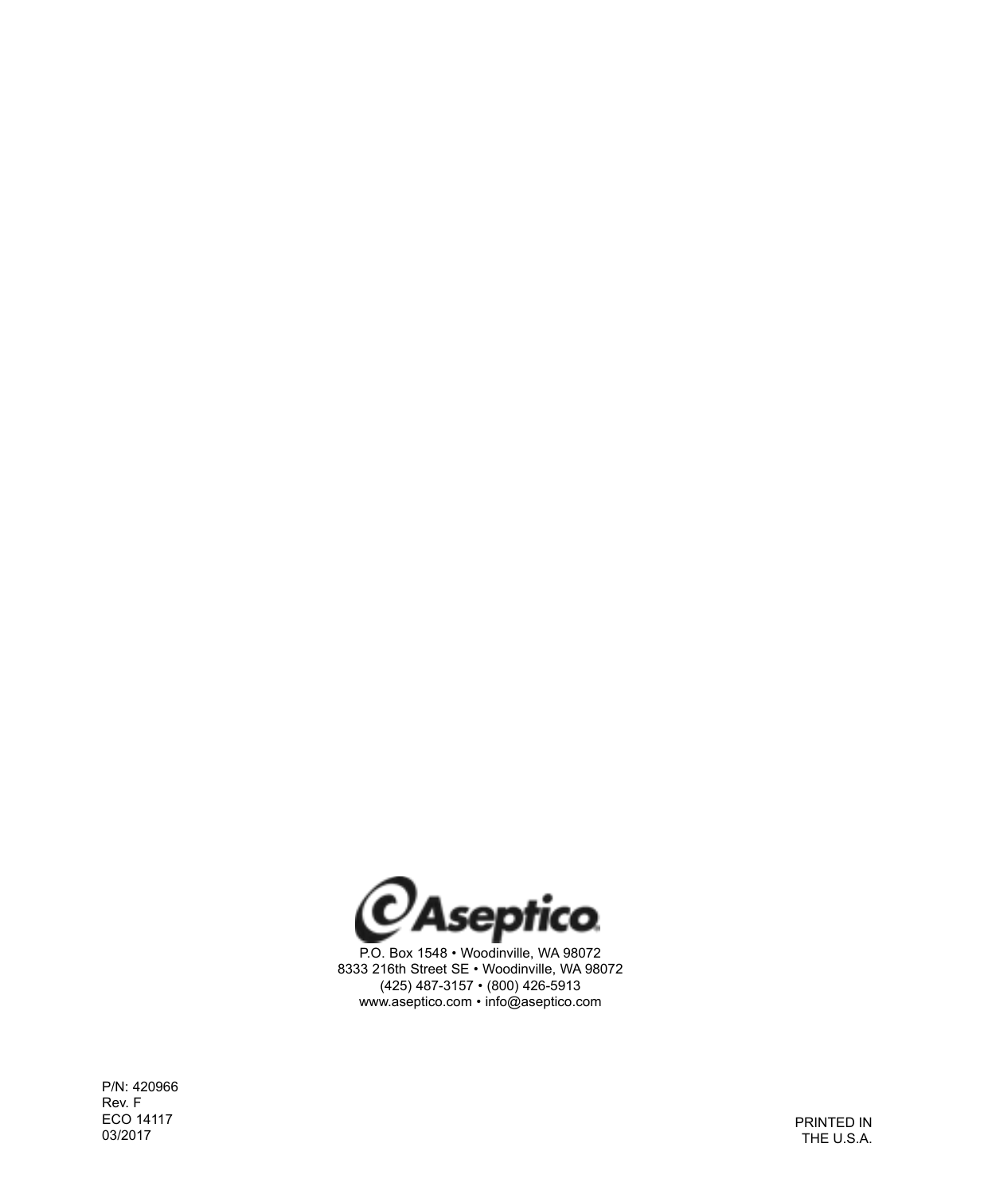Aseptico

P.O. Box 1548 • Woodinville, WA 98072
8333 216th Street SE • Woodinville, WA 98072
(425) 487-3157 • (800) 426-5913
www.aseptico.com • info@aseptico.com

P/N: 420966
Rev. F
ECO 14117
03/2017

PRINTED IN
THE U.S.A.